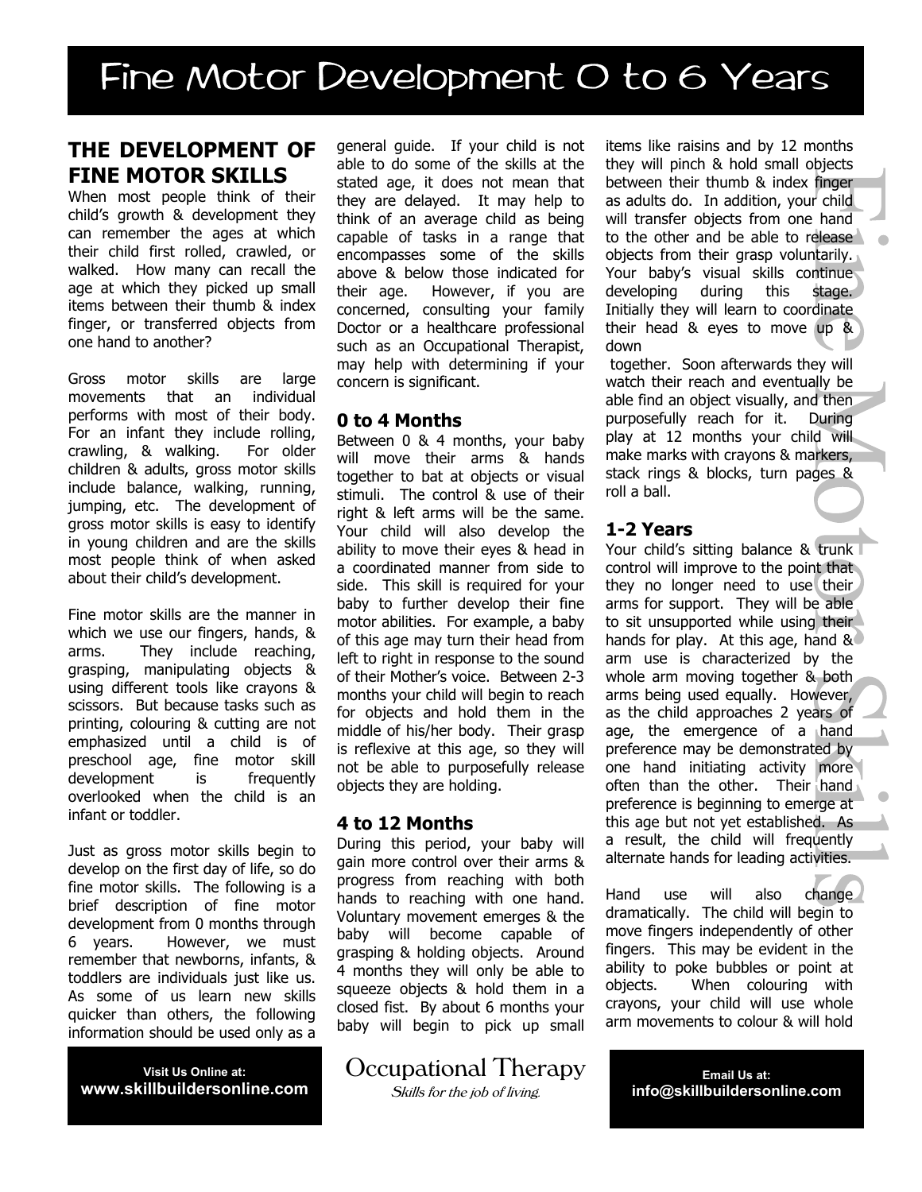# Fine Motor Development 0 to 6 Years

## THE DEVELOPMENT OF FINE MOTOR SKILLS

When most people think of their child's growth & development they can remember the ages at which their child first rolled, crawled, or walked. How many can recall the age at which they picked up small items between their thumb & index finger, or transferred objects from one hand to another?

Gross motor skills are large movements that an individual performs with most of their body. For an infant they include rolling, crawling, & walking. For older children & adults, gross motor skills include balance, walking, running, jumping, etc. The development of gross motor skills is easy to identify in young children and are the skills most people think of when asked about their child's development.

Fine motor skills are the manner in which we use our fingers, hands, & arms. They include reaching, grasping, manipulating objects & using different tools like crayons & scissors. But because tasks such as printing, colouring & cutting are not emphasized until a child is of preschool age, fine motor skill development is frequently overlooked when the child is an infant or toddler.

Just as gross motor skills begin to develop on the first day of life, so do fine motor skills. The following is a brief description of fine motor development from 0 months through 6 years. However, we must remember that newborns, infants, & toddlers are individuals just like us. As some of us learn new skills quicker than others, the following information should be used only as a general guide. If your child is not able to do some of the skills at the stated age, it does not mean that they are delayed. It may help to think of an average child as being capable of tasks in a range that encompasses some of the skills above & below those indicated for their age. However, if you are concerned, consulting your family Doctor or a healthcare professional such as an Occupational Therapist, may help with determining if your concern is significant.

### 0 to 4 Months

Between 0 & 4 months, your baby will move their arms & hands together to bat at objects or visual stimuli. The control & use of their right & left arms will be the same. Your child will also develop the ability to move their eyes & head in a coordinated manner from side to side. This skill is required for your baby to further develop their fine motor abilities. For example, a baby of this age may turn their head from left to right in response to the sound of their Mother's voice. Between 2-3 months your child will begin to reach for objects and hold them in the middle of his/her body. Their grasp is reflexive at this age, so they will not be able to purposefully release objects they are holding.

### 4 to 12 Months

During this period, your baby will gain more control over their arms & progress from reaching with both hands to reaching with one hand. Voluntary movement emerges & the baby will become capable of grasping & holding objects. Around 4 months they will only be able to squeeze objects & hold them in a closed fist. By about 6 months your baby will begin to pick up small items like raisins and by 12 months they will pinch & hold small objects between their thumb & index finger as adults do. In addition, your child will transfer objects from one hand to the other and be able to release objects from their grasp voluntarily. Your baby's visual skills continue developing during this stage. Initially they will learn to coordinate their head & eyes to move up & down together. Soon afterwards they will watch their reach and eventually be able find an object visually, and then purposefully reach for it. During play at 12 months your child will make marks with crayons & markers, stack rings & blocks, turn pages & roll a ball.

### 1-2 Years

Your child's sitting balance & trunk control will improve to the point that they no longer need to use their arms for support. They will be able to sit unsupported while using their hands for play. At this age, hand & arm use is characterized by the whole arm moving together & both arms being used equally. However, as the child approaches 2 years of age, the emergence of a hand preference may be demonstrated by one hand initiating activity more often than the other. Their hand preference is beginning to emerge at this age but not yet established. As a result, the child will frequently alternate hands for leading activities.

Hand use will also change dramatically. The child will begin to move fingers independently of other fingers. This may be evident in the ability to poke bubbles or point at objects. When colouring with crayons, your child will use whole arm movements to colour & will hold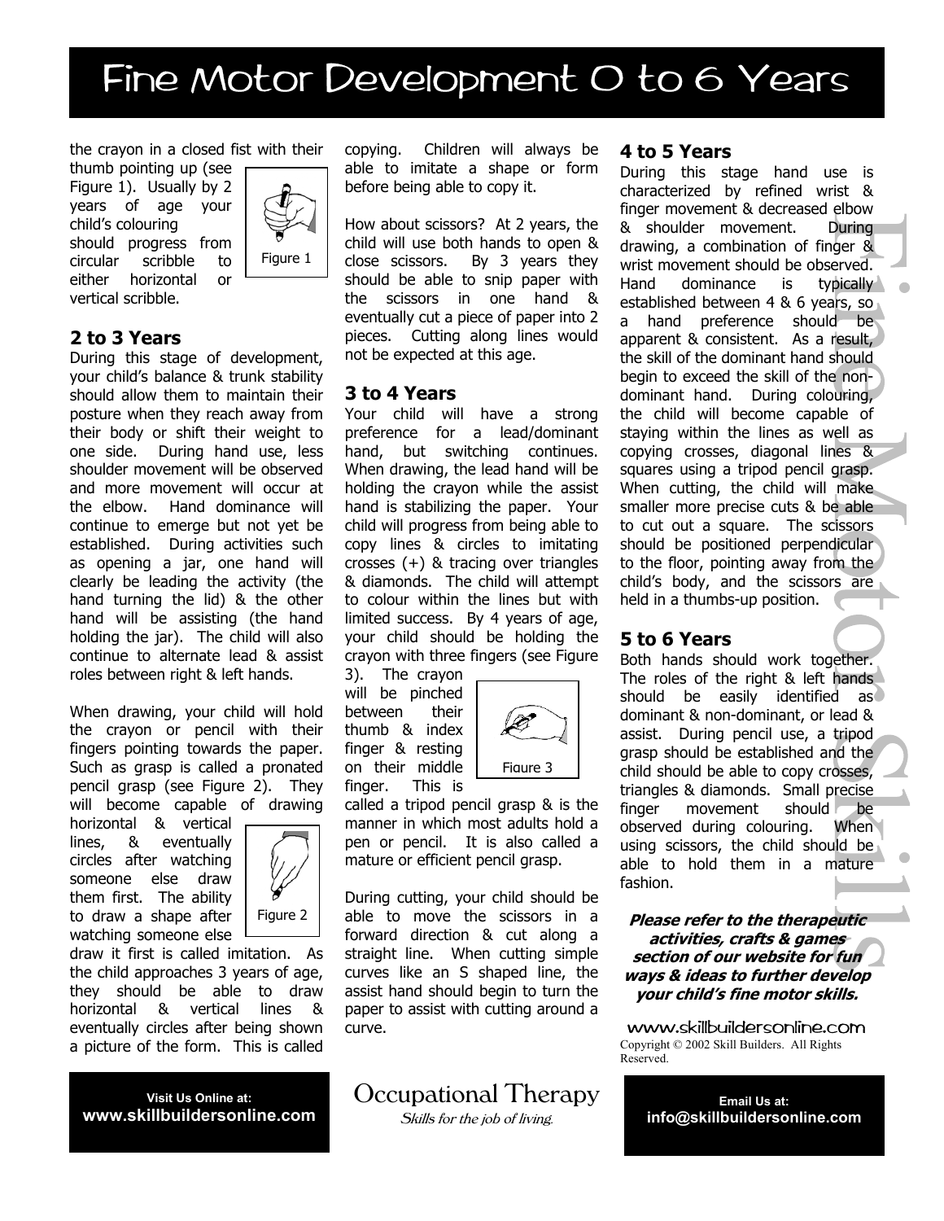# Fine Motor Development 0 to 6 Years

the crayon in a closed fist with their thumb pointing up (see Figure 1). Usually by 2 years of age your child's colouring should progress from circular scribble to either horizontal or vertical scribble.

Figure 1

## 2 to 3 Years

During this stage of development, your child's balance & trunk stability should allow them to maintain their posture when they reach away from their body or shift their weight to one side. During hand use, less shoulder movement will be observed and more movement will occur at the elbow. Hand dominance will continue to emerge but not yet be established. During activities such as opening a jar, one hand will clearly be leading the activity (the hand turning the lid) & the other hand will be assisting (the hand holding the jar). The child will also continue to alternate lead & assist roles between right & left hands.

When drawing, your child will hold the crayon or pencil with their fingers pointing towards the paper. Such as grasp is called a pronated pencil grasp (see Figure 2). They will become capable of drawing horizontal & vertical lines, & eventually circles after watching someone else draw them first. The ability to draw a shape after watching someone else draw it first is called imitation. As the child approaches 3 years of age, they should be able to draw horizontal & vertical lines & eventually circles after being shown a picture of the form. This is called copying. Children will always be able to imitate a shape or form before being able to copy it.

Figure 2

How about scissors? At 2 years, the child will use both hands to open & close scissors. By 3 years they should be able to snip paper with the scissors in one hand & eventually cut a piece of paper into 2 pieces. Cutting along lines would not be expected at this age.

## 3 to 4 Years

Your child will have a strong preference for a lead/dominant hand, but switching continues. When drawing, the lead hand will be holding the crayon while the assist hand is stabilizing the paper. Your child will progress from being able to copy lines & circles to imitating crosses (+) & tracing over triangles & diamonds. The child will attempt to colour within the lines but with limited success. By 4 years of age, your child should be holding the crayon with three fingers (see Figure 3). The crayon will be pinched between their thumb & index finger & resting on their middle finger. This is called a tripod pencil grasp & is the manner in which most adults hold a pen or pencil. It is also called a mature or efficient pencil grasp.

Figure 3

During cutting, your child should be able to move the scissors in a forward direction & cut along a straight line. When cutting simple curves like an S shaped line, the assist hand should begin to turn the paper to assist with cutting around a curve.

## 4 to 5 Years

During this stage hand use is characterized by refined wrist & finger movement & decreased elbow & shoulder movement. During drawing, a combination of finger & wrist movement should be observed. Hand dominance is typically established between 4 & 6 years, so a hand preference should be apparent & consistent. As a result, the skill of the dominant hand should begin to exceed the skill of the non-dominant hand. During colouring, the child will become capable of staying within the lines as well as copying crosses, diagonal lines & squares using a tripod pencil grasp. When cutting, the child will make smaller more precise cuts & be able to cut out a square. The scissors should be positioned perpendicular to the floor, pointing away from the child's body, and the scissors are held in a thumbs-up position.

## 5 to 6 Years

Both hands should work together. The roles of the right & left hands should be easily identified as dominant & non-dominant, or lead & assist. During pencil use, a tripod grasp should be established and the child should be able to copy crosses, triangles & diamonds. Small precise finger movement should be observed during colouring. When using scissors, the child should be able to hold them in a mature fashion.

***Please refer to the therapeutic activities, crafts & games section of our website for fun ways & ideas to further develop your child's fine motor skills.***

www.skillbuildersonline.com

Copyright © 2002 Skill Builders. All Rights Reserved.

Visit Us Online at: **www.skillbuildersonline.com**

Occupational Therapy
*Skills for the job of living.*

Email Us at: **info@skillbuildersonline.com**